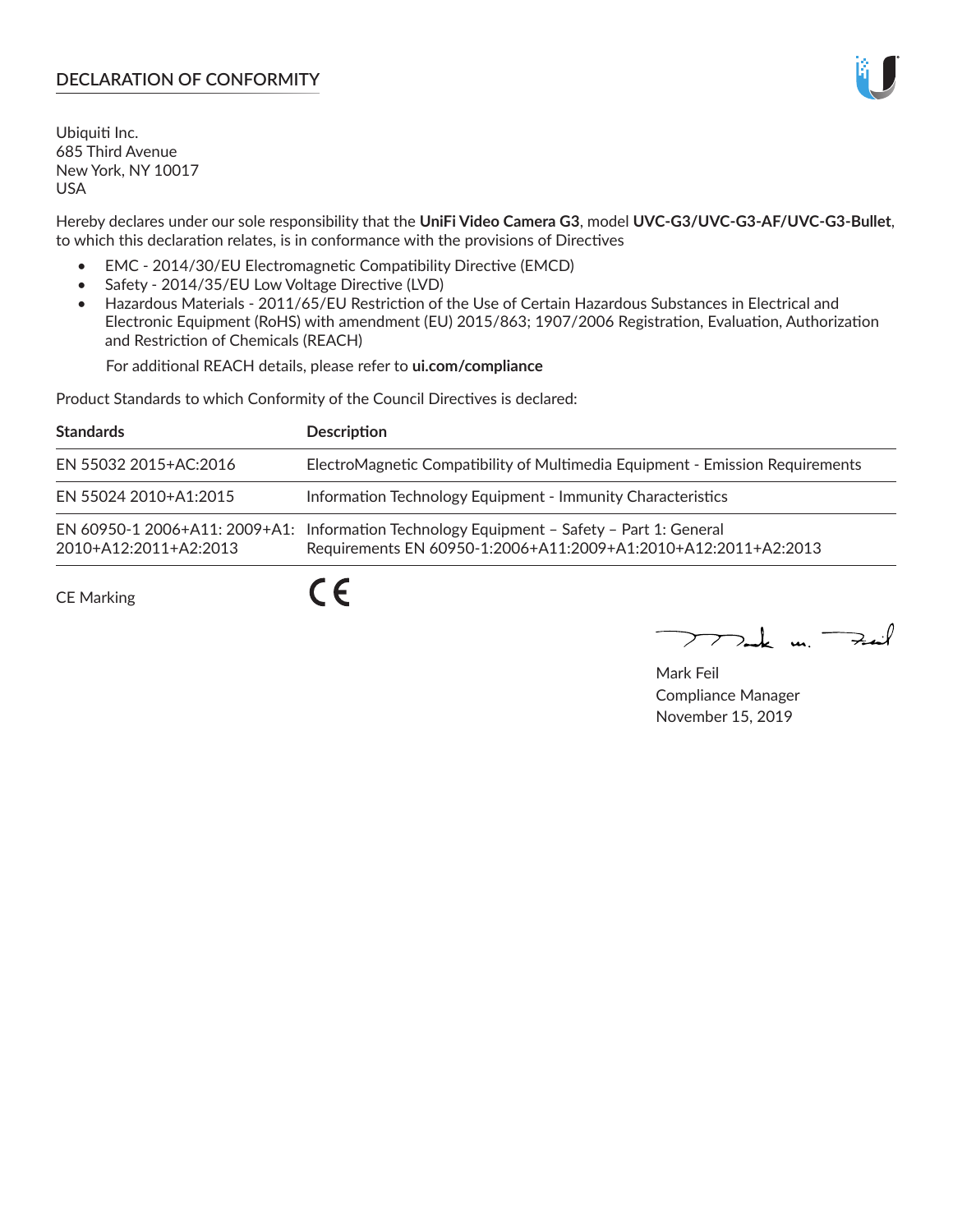# DECLARATION OF CONFORMITY

Ubiquiti Inc.
685 Third Avenue
New York, NY 10017
USA

Hereby declares under our sole responsibility that the **UniFi Video Camera G3**, model **UVC-G3/UVC-G3-AF/UVC-G3-Bullet**, to which this declaration relates, is in conformance with the provisions of Directives

- EMC - 2014/30/EU Electromagnetic Compatibility Directive (EMCD)
- Safety - 2014/35/EU Low Voltage Directive (LVD)
- Hazardous Materials - 2011/65/EU Restriction of the Use of Certain Hazardous Substances in Electrical and Electronic Equipment (RoHS) with amendment (EU) 2015/863; 1907/2006 Registration, Evaluation, Authorization and Restriction of Chemicals (REACH)

  For additional REACH details, please refer to **ui.com/compliance**

Product Standards to which Conformity of the Council Directives is declared:

| Standards | Description |
|---|---|
| EN 55032 2015+AC:2016 | ElectroMagnetic Compatibility of Multimedia Equipment - Emission Requirements |
| EN 55024 2010+A1:2015 | Information Technology Equipment - Immunity Characteristics |
| EN 60950-1 2006+A11: 2009+A1: 2010+A12:2011+A2:2013 | Information Technology Equipment – Safety – Part 1: General Requirements EN 60950-1:2006+A11:2009+A1:2010+A12:2011+A2:2013 |

CE Marking CE

Mark Feil
Compliance Manager
November 15, 2019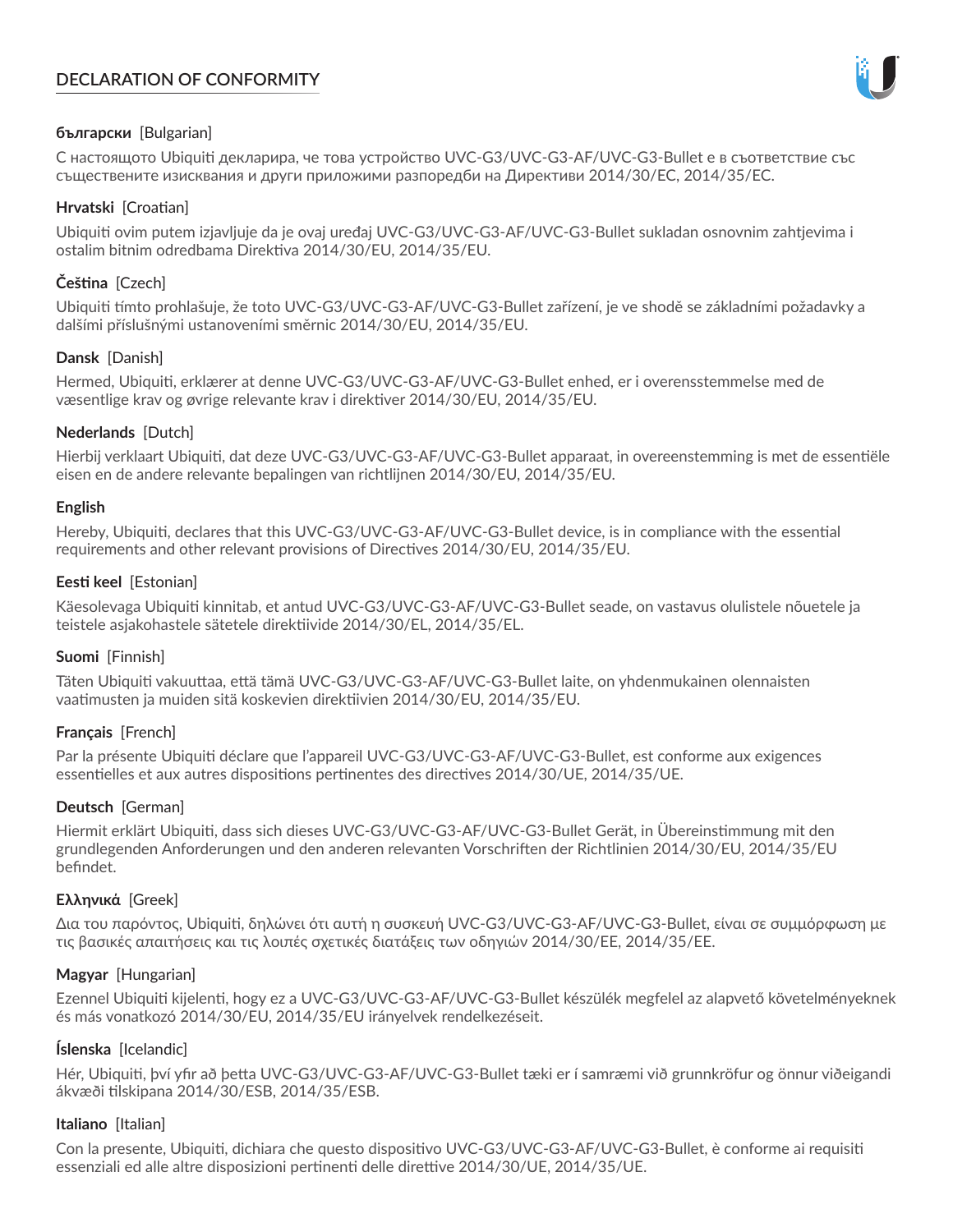# DECLARATION OF CONFORMITY

**български** [Bulgarian]

С настоящото Ubiquiti декларира, че това устройство UVC-G3/UVC-G3-AF/UVC-G3-Bullet е в съответствие със съществените изисквания и други приложими разпоредби на Директиви 2014/30/ЕС, 2014/35/ЕС.

**Hrvatski** [Croatian]

Ubiquiti ovim putem izjavljuje da je ovaj uređaj UVC-G3/UVC-G3-AF/UVC-G3-Bullet sukladan osnovnim zahtjevima i ostalim bitnim odredbama Direktiva 2014/30/EU, 2014/35/EU.

**Čeština** [Czech]

Ubiquiti tímto prohlašuje, že toto UVC-G3/UVC-G3-AF/UVC-G3-Bullet zařízení, je ve shodě se základními požadavky a dalšími příslušnými ustanoveními směrnic 2014/30/EU, 2014/35/EU.

**Dansk** [Danish]

Hermed, Ubiquiti, erklærer at denne UVC-G3/UVC-G3-AF/UVC-G3-Bullet enhed, er i overensstemmelse med de væsentlige krav og øvrige relevante krav i direktiver 2014/30/EU, 2014/35/EU.

**Nederlands** [Dutch]

Hierbij verklaart Ubiquiti, dat deze UVC-G3/UVC-G3-AF/UVC-G3-Bullet apparaat, in overeenstemming is met de essentiële eisen en de andere relevante bepalingen van richtlijnen 2014/30/EU, 2014/35/EU.

**English**

Hereby, Ubiquiti, declares that this UVC-G3/UVC-G3-AF/UVC-G3-Bullet device, is in compliance with the essential requirements and other relevant provisions of Directives 2014/30/EU, 2014/35/EU.

**Eesti keel** [Estonian]

Käesolevaga Ubiquiti kinnitab, et antud UVC-G3/UVC-G3-AF/UVC-G3-Bullet seade, on vastavus olulistele nõuetele ja teistele asjakohastele sätetele direktiivide 2014/30/EL, 2014/35/EL.

**Suomi** [Finnish]

Täten Ubiquiti vakuuttaa, että tämä UVC-G3/UVC-G3-AF/UVC-G3-Bullet laite, on yhdenmukainen olennaisten vaatimusten ja muiden sitä koskevien direktiivien 2014/30/EU, 2014/35/EU.

**Français** [French]

Par la présente Ubiquiti déclare que l'appareil UVC-G3/UVC-G3-AF/UVC-G3-Bullet, est conforme aux exigences essentielles et aux autres dispositions pertinentes des directives 2014/30/UE, 2014/35/UE.

**Deutsch** [German]

Hiermit erklärt Ubiquiti, dass sich dieses UVC-G3/UVC-G3-AF/UVC-G3-Bullet Gerät, in Übereinstimmung mit den grundlegenden Anforderungen und den anderen relevanten Vorschriften der Richtlinien 2014/30/EU, 2014/35/EU befindet.

**Ελληνικά** [Greek]

Δια του παρόντος, Ubiquiti, δηλώνει ότι αυτή η συσκευή UVC-G3/UVC-G3-AF/UVC-G3-Bullet, είναι σε συμμόρφωση με τις βασικές απαιτήσεις και τις λοιπές σχετικές διατάξεις των οδηγιών 2014/30/EE, 2014/35/EE.

**Magyar** [Hungarian]

Ezennel Ubiquiti kijelenti, hogy ez a UVC-G3/UVC-G3-AF/UVC-G3-Bullet készülék megfelel az alapvető követelményeknek és más vonatkozó 2014/30/EU, 2014/35/EU irányelvek rendelkezéseit.

**Íslenska** [Icelandic]

Hér, Ubiquiti, því yfir að þetta UVC-G3/UVC-G3-AF/UVC-G3-Bullet tæki er í samræmi við grunnkröfur og önnur viðeigandi ákvæði tilskipana 2014/30/ESB, 2014/35/ESB.

**Italiano** [Italian]

Con la presente, Ubiquiti, dichiara che questo dispositivo UVC-G3/UVC-G3-AF/UVC-G3-Bullet, è conforme ai requisiti essenziali ed alle altre disposizioni pertinenti delle direttive 2014/30/UE, 2014/35/UE.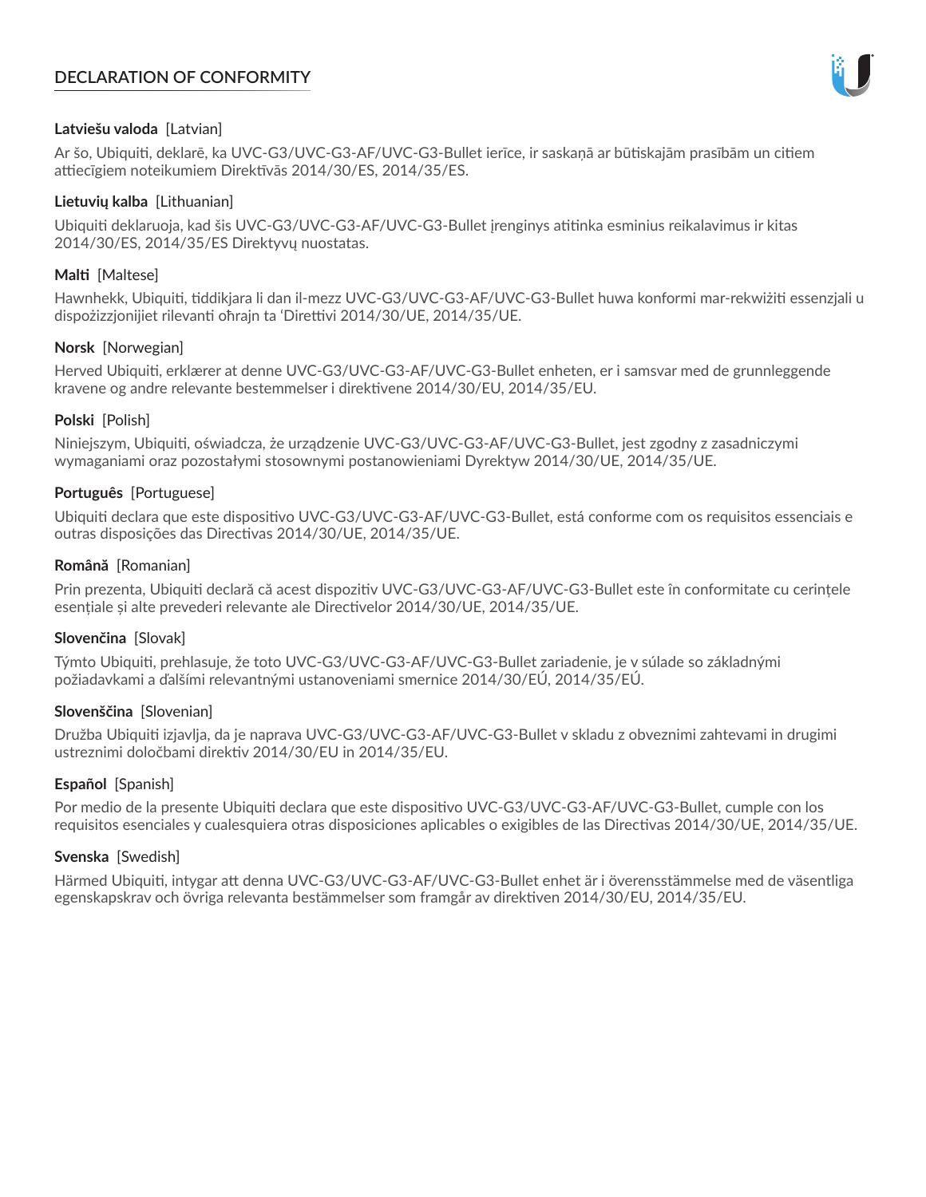# DECLARATION OF CONFORMITY

**Latviešu valoda** [Latvian]

Ar šo, Ubiquiti, deklarē, ka UVC-G3/UVC-G3-AF/UVC-G3-Bullet ierīce, ir saskaņā ar būtiskajām prasībām un citiem attiecīgiem noteikumiem Direktīvās 2014/30/ES, 2014/35/ES.

**Lietuvių kalba** [Lithuanian]

Ubiquiti deklaruoja, kad šis UVC-G3/UVC-G3-AF/UVC-G3-Bullet įrenginys atitinka esminius reikalavimus ir kitas 2014/30/ES, 2014/35/ES Direktyvų nuostatas.

**Malti** [Maltese]

Hawnhekk, Ubiquiti, tiddikjara li dan il-mezz UVC-G3/UVC-G3-AF/UVC-G3-Bullet huwa konformi mar-rekwiżiti essenzjali u dispożizzjonijiet rilevanti oħrajn ta 'Direttivi 2014/30/UE, 2014/35/UE.

**Norsk** [Norwegian]

Herved Ubiquiti, erklærer at denne UVC-G3/UVC-G3-AF/UVC-G3-Bullet enheten, er i samsvar med de grunnleggende kravene og andre relevante bestemmelser i direktivene 2014/30/EU, 2014/35/EU.

**Polski** [Polish]

Niniejszym, Ubiquiti, oświadcza, że urządzenie UVC-G3/UVC-G3-AF/UVC-G3-Bullet, jest zgodny z zasadniczymi wymaganiami oraz pozostałymi stosownymi postanowieniami Dyrektyw 2014/30/UE, 2014/35/UE.

**Português** [Portuguese]

Ubiquiti declara que este dispositivo UVC-G3/UVC-G3-AF/UVC-G3-Bullet, está conforme com os requisitos essenciais e outras disposições das Directivas 2014/30/UE, 2014/35/UE.

**Română** [Romanian]

Prin prezenta, Ubiquiti declară că acest dispozitiv UVC-G3/UVC-G3-AF/UVC-G3-Bullet este în conformitate cu cerințele esențiale și alte prevederi relevante ale Directivelor 2014/30/UE, 2014/35/UE.

**Slovenčina** [Slovak]

Týmto Ubiquiti, prehlasuje, že toto UVC-G3/UVC-G3-AF/UVC-G3-Bullet zariadenie, je v súlade so základnými požiadavkami a ďalšími relevantnými ustanoveniami smernice 2014/30/EÚ, 2014/35/EÚ.

**Slovenščina** [Slovenian]

Družba Ubiquiti izjavlja, da je naprava UVC-G3/UVC-G3-AF/UVC-G3-Bullet v skladu z obveznimi zahtevami in drugimi ustreznimi določbami direktiv 2014/30/EU in 2014/35/EU.

**Español** [Spanish]

Por medio de la presente Ubiquiti declara que este dispositivo UVC-G3/UVC-G3-AF/UVC-G3-Bullet, cumple con los requisitos esenciales y cualesquiera otras disposiciones aplicables o exigibles de las Directivas 2014/30/UE, 2014/35/UE.

**Svenska** [Swedish]

Härmed Ubiquiti, intygar att denna UVC-G3/UVC-G3-AF/UVC-G3-Bullet enhet är i överensstämmelse med de väsentliga egenskapskrav och övriga relevanta bestämmelser som framgår av direktiven 2014/30/EU, 2014/35/EU.